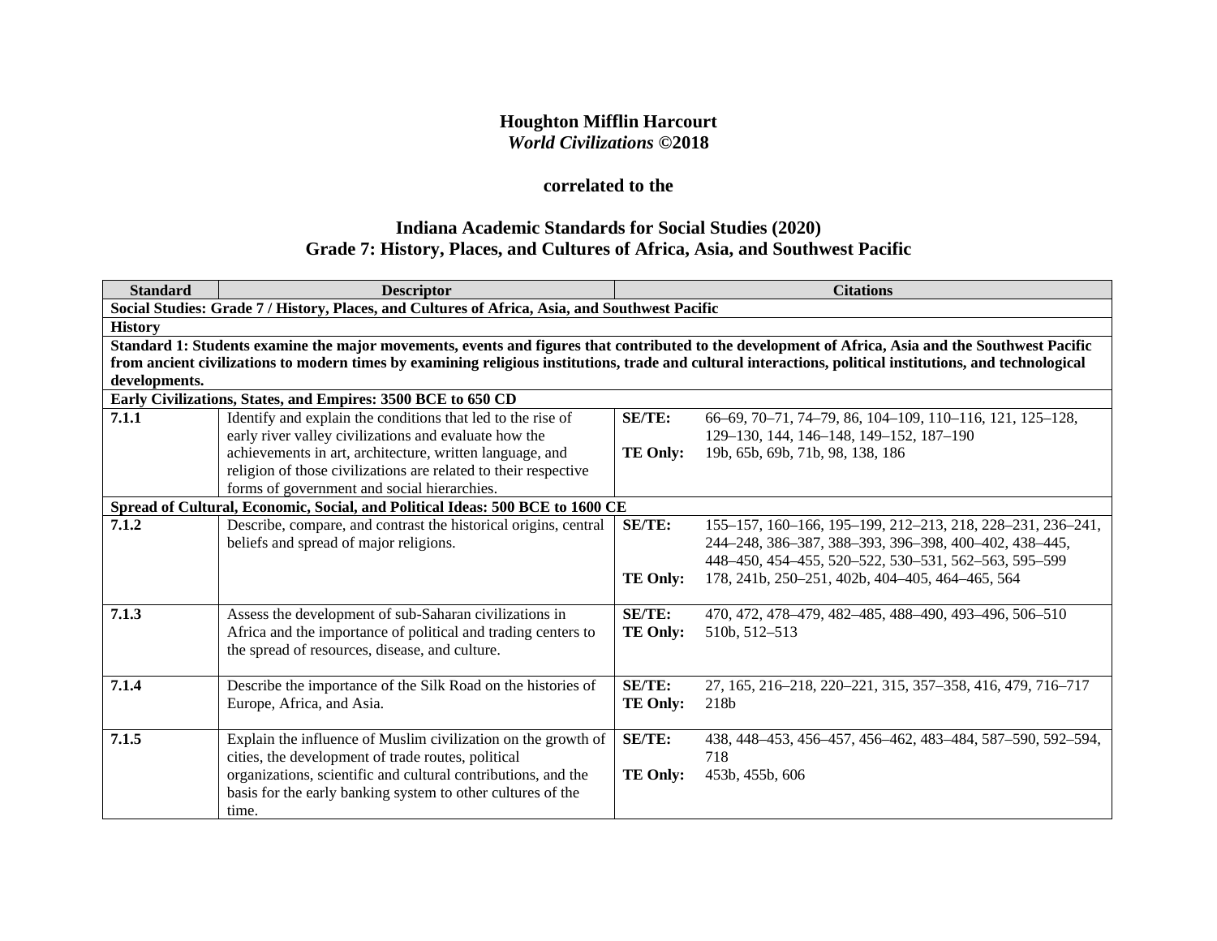**Houghton Mifflin Harcourt**
***World Civilizations* ©2018**

**correlated to the**

**Indiana Academic Standards for Social Studies (2020)**
**Grade 7: History, Places, and Cultures of Africa, Asia, and Southwest Pacific**

| Standard | Descriptor | Citations |
|---|---|---|
| **Social Studies: Grade 7 / History, Places, and Cultures of Africa, Asia, and Southwest Pacific** | | |
| **History** | | |
| **Standard 1: Students examine the major movements, events and figures that contributed to the development of Africa, Asia and the Southwest Pacific from ancient civilizations to modern times by examining religious institutions, trade and cultural interactions, political institutions, and technological developments.** | | |
| **Early Civilizations, States, and Empires: 3500 BCE to 650 CD** | | |
| **7.1.1** | Identify and explain the conditions that led to the rise of early river valley civilizations and evaluate how the achievements in art, architecture, written language, and religion of those civilizations are related to their respective forms of government and social hierarchies. | **SE/TE:** 66–69, 70–71, 74–79, 86, 104–109, 110–116, 121, 125–128, 129–130, 144, 146–148, 149–152, 187–190<br>**TE Only:** 19b, 65b, 69b, 71b, 98, 138, 186 |
| **Spread of Cultural, Economic, Social, and Political Ideas: 500 BCE to 1600 CE** | | |
| **7.1.2** | Describe, compare, and contrast the historical origins, central beliefs and spread of major religions. | **SE/TE:** 155–157, 160–166, 195–199, 212–213, 218, 228–231, 236–241, 244–248, 386–387, 388–393, 396–398, 400–402, 438–445, 448–450, 454–455, 520–522, 530–531, 562–563, 595–599<br>**TE Only:** 178, 241b, 250–251, 402b, 404–405, 464–465, 564 |
| **7.1.3** | Assess the development of sub-Saharan civilizations in Africa and the importance of political and trading centers to the spread of resources, disease, and culture. | **SE/TE:** 470, 472, 478–479, 482–485, 488–490, 493–496, 506–510<br>**TE Only:** 510b, 512–513 |
| **7.1.4** | Describe the importance of the Silk Road on the histories of Europe, Africa, and Asia. | **SE/TE:** 27, 165, 216–218, 220–221, 315, 357–358, 416, 479, 716–717<br>**TE Only:** 218b |
| **7.1.5** | Explain the influence of Muslim civilization on the growth of cities, the development of trade routes, political organizations, scientific and cultural contributions, and the basis for the early banking system to other cultures of the time. | **SE/TE:** 438, 448–453, 456–457, 456–462, 483–484, 587–590, 592–594, 718<br>**TE Only:** 453b, 455b, 606 |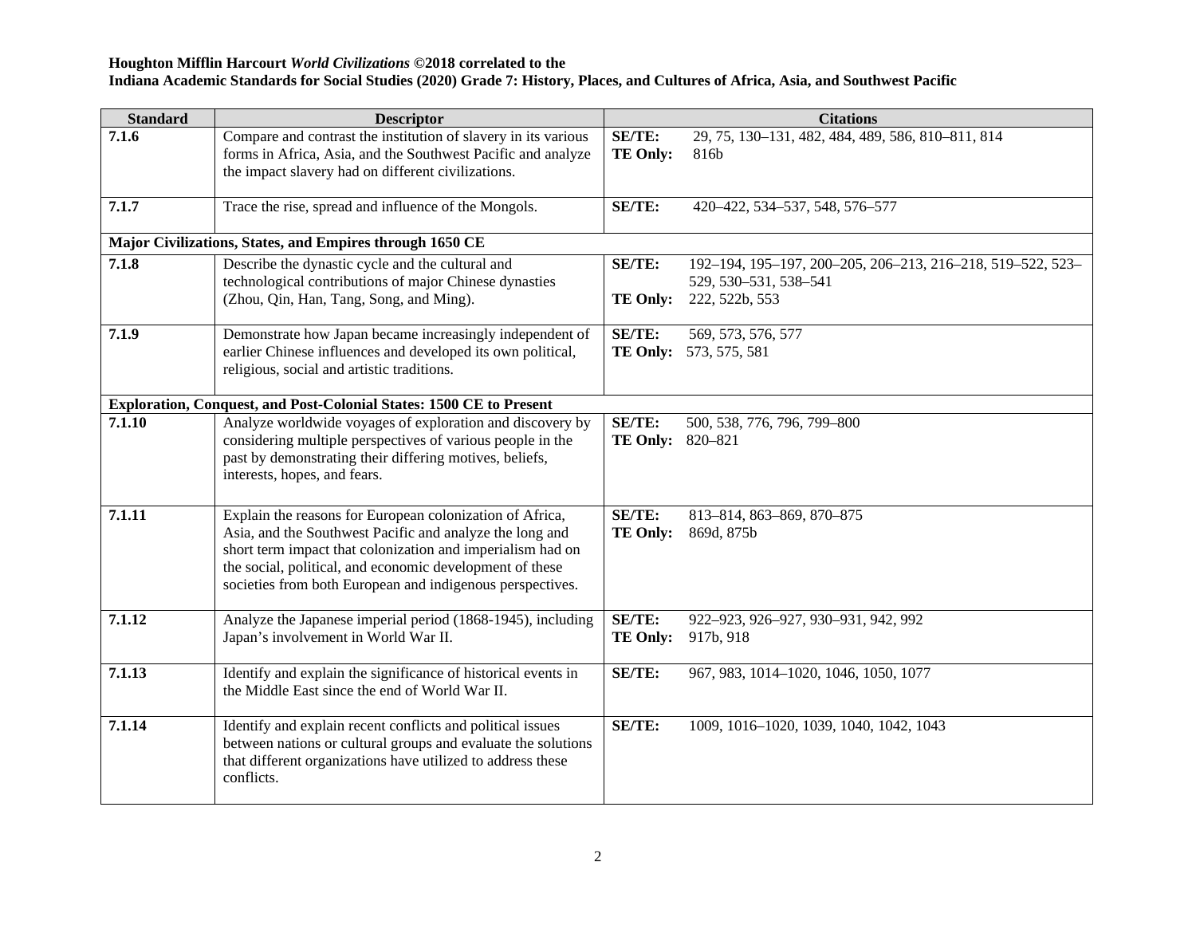**Houghton Mifflin Harcourt *World Civilizations* ©2018 correlated to the**
**Indiana Academic Standards for Social Studies (2020) Grade 7: History, Places, and Cultures of Africa, Asia, and Southwest Pacific**

| Standard | Descriptor | Citations |
|---|---|---|
| **7.1.6** | Compare and contrast the institution of slavery in its various forms in Africa, Asia, and the Southwest Pacific and analyze the impact slavery had on different civilizations. | **SE/TE:** 29, 75, 130–131, 482, 484, 489, 586, 810–811, 814<br>**TE Only:** 816b |
| **7.1.7** | Trace the rise, spread and influence of the Mongols. | **SE/TE:** 420–422, 534–537, 548, 576–577 |
| **Major Civilizations, States, and Empires through 1650 CE** | | |
| **7.1.8** | Describe the dynastic cycle and the cultural and technological contributions of major Chinese dynasties (Zhou, Qin, Han, Tang, Song, and Ming). | **SE/TE:** 192–194, 195–197, 200–205, 206–213, 216–218, 519–522, 523–529, 530–531, 538–541<br>**TE Only:** 222, 522b, 553 |
| **7.1.9** | Demonstrate how Japan became increasingly independent of earlier Chinese influences and developed its own political, religious, social and artistic traditions. | **SE/TE:** 569, 573, 576, 577<br>**TE Only:** 573, 575, 581 |
| **Exploration, Conquest, and Post-Colonial States: 1500 CE to Present** | | |
| **7.1.10** | Analyze worldwide voyages of exploration and discovery by considering multiple perspectives of various people in the past by demonstrating their differing motives, beliefs, interests, hopes, and fears. | **SE/TE:** 500, 538, 776, 796, 799–800<br>**TE Only:** 820–821 |
| **7.1.11** | Explain the reasons for European colonization of Africa, Asia, and the Southwest Pacific and analyze the long and short term impact that colonization and imperialism had on the social, political, and economic development of these societies from both European and indigenous perspectives. | **SE/TE:** 813–814, 863–869, 870–875<br>**TE Only:** 869d, 875b |
| **7.1.12** | Analyze the Japanese imperial period (1868-1945), including Japan's involvement in World War II. | **SE/TE:** 922–923, 926–927, 930–931, 942, 992<br>**TE Only:** 917b, 918 |
| **7.1.13** | Identify and explain the significance of historical events in the Middle East since the end of World War II. | **SE/TE:** 967, 983, 1014–1020, 1046, 1050, 1077 |
| **7.1.14** | Identify and explain recent conflicts and political issues between nations or cultural groups and evaluate the solutions that different organizations have utilized to address these conflicts. | **SE/TE:** 1009, 1016–1020, 1039, 1040, 1042, 1043 |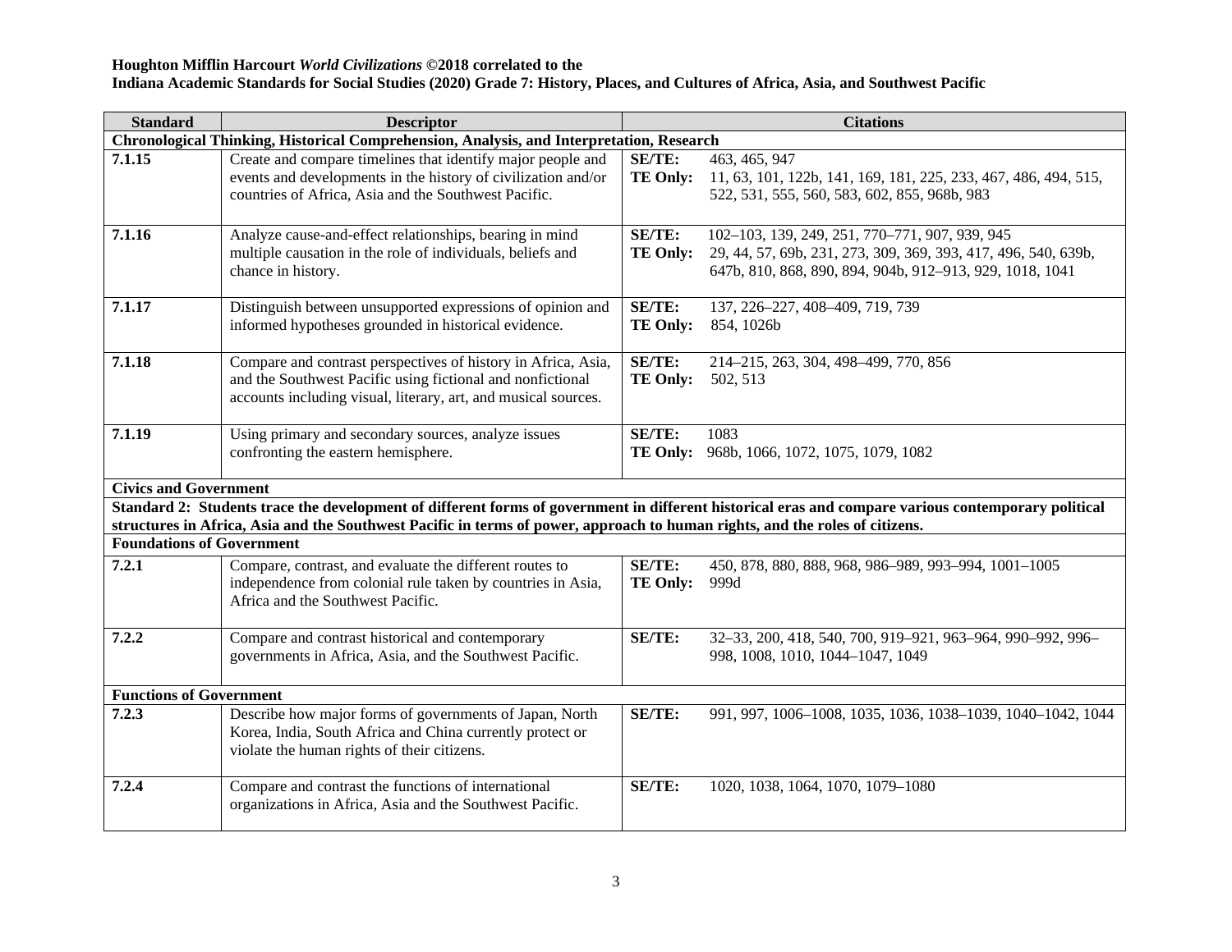**Houghton Mifflin Harcourt *World Civilizations* ©2018 correlated to the**
**Indiana Academic Standards for Social Studies (2020) Grade 7: History, Places, and Cultures of Africa, Asia, and Southwest Pacific**

| Standard | Descriptor | Citations |
|---|---|---|
| **Chronological Thinking, Historical Comprehension, Analysis, and Interpretation, Research** | | |
| **7.1.15** | Create and compare timelines that identify major people and events and developments in the history of civilization and/or countries of Africa, Asia and the Southwest Pacific. | **SE/TE:** 463, 465, 947<br>**TE Only:** 11, 63, 101, 122b, 141, 169, 181, 225, 233, 467, 486, 494, 515, 522, 531, 555, 560, 583, 602, 855, 968b, 983 |
| **7.1.16** | Analyze cause-and-effect relationships, bearing in mind multiple causation in the role of individuals, beliefs and chance in history. | **SE/TE:** 102–103, 139, 249, 251, 770–771, 907, 939, 945<br>**TE Only:** 29, 44, 57, 69b, 231, 273, 309, 369, 393, 417, 496, 540, 639b, 647b, 810, 868, 890, 894, 904b, 912–913, 929, 1018, 1041 |
| **7.1.17** | Distinguish between unsupported expressions of opinion and informed hypotheses grounded in historical evidence. | **SE/TE:** 137, 226–227, 408–409, 719, 739<br>**TE Only:** 854, 1026b |
| **7.1.18** | Compare and contrast perspectives of history in Africa, Asia, and the Southwest Pacific using fictional and nonfictional accounts including visual, literary, art, and musical sources. | **SE/TE:** 214–215, 263, 304, 498–499, 770, 856<br>**TE Only:** 502, 513 |
| **7.1.19** | Using primary and secondary sources, analyze issues confronting the eastern hemisphere. | **SE/TE:** 1083<br>**TE Only:** 968b, 1066, 1072, 1075, 1079, 1082 |
| **Civics and Government** | | |
| **Standard 2: Students trace the development of different forms of government in different historical eras and compare various contemporary political structures in Africa, Asia and the Southwest Pacific in terms of power, approach to human rights, and the roles of citizens.** | | |
| **Foundations of Government** | | |
| **7.2.1** | Compare, contrast, and evaluate the different routes to independence from colonial rule taken by countries in Asia, Africa and the Southwest Pacific. | **SE/TE:** 450, 878, 880, 888, 968, 986–989, 993–994, 1001–1005<br>**TE Only:** 999d |
| **7.2.2** | Compare and contrast historical and contemporary governments in Africa, Asia, and the Southwest Pacific. | **SE/TE:** 32–33, 200, 418, 540, 700, 919–921, 963–964, 990–992, 996–998, 1008, 1010, 1044–1047, 1049 |
| **Functions of Government** | | |
| **7.2.3** | Describe how major forms of governments of Japan, North Korea, India, South Africa and China currently protect or violate the human rights of their citizens. | **SE/TE:** 991, 997, 1006–1008, 1035, 1036, 1038–1039, 1040–1042, 1044 |
| **7.2.4** | Compare and contrast the functions of international organizations in Africa, Asia and the Southwest Pacific. | **SE/TE:** 1020, 1038, 1064, 1070, 1079–1080 |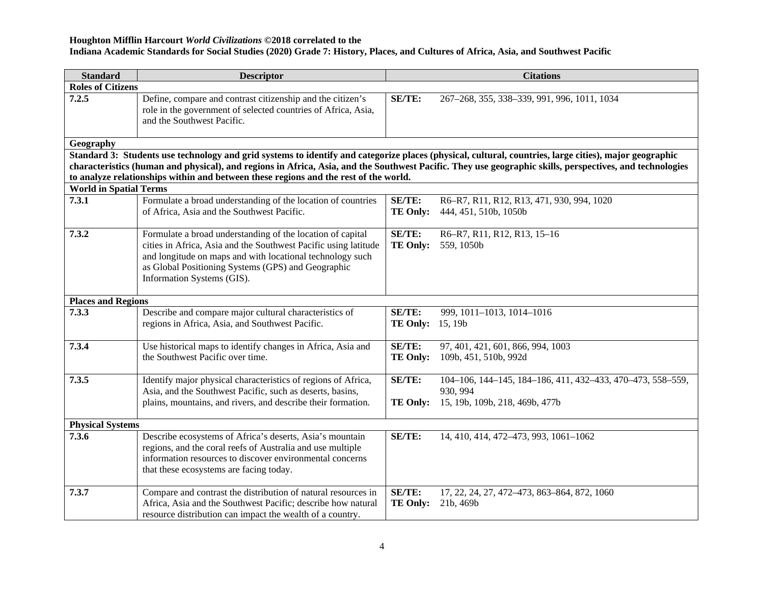**Houghton Mifflin Harcourt *World Civilizations* ©2018 correlated to the**
**Indiana Academic Standards for Social Studies (2020) Grade 7: History, Places, and Cultures of Africa, Asia, and Southwest Pacific**

| Standard | Descriptor | Citations |
|---|---|---|
| **Roles of Citizens** | | |
| **7.2.5** | Define, compare and contrast citizenship and the citizen's role in the government of selected countries of Africa, Asia, and the Southwest Pacific. | **SE/TE:** 267–268, 355, 338–339, 991, 996, 1011, 1034 |
| **Geography** | | |
| **Standard 3: Students use technology and grid systems to identify and categorize places (physical, cultural, countries, large cities), major geographic characteristics (human and physical), and regions in Africa, Asia, and the Southwest Pacific. They use geographic skills, perspectives, and technologies to analyze relationships within and between these regions and the rest of the world.** | | |
| **World in Spatial Terms** | | |
| **7.3.1** | Formulate a broad understanding of the location of countries of Africa, Asia and the Southwest Pacific. | **SE/TE:** R6–R7, R11, R12, R13, 471, 930, 994, 1020<br>**TE Only:** 444, 451, 510b, 1050b |
| **7.3.2** | Formulate a broad understanding of the location of capital cities in Africa, Asia and the Southwest Pacific using latitude and longitude on maps and with locational technology such as Global Positioning Systems (GPS) and Geographic Information Systems (GIS). | **SE/TE:** R6–R7, R11, R12, R13, 15–16<br>**TE Only:** 559, 1050b |
| **Places and Regions** | | |
| **7.3.3** | Describe and compare major cultural characteristics of regions in Africa, Asia, and Southwest Pacific. | **SE/TE:** 999, 1011–1013, 1014–1016<br>**TE Only:** 15, 19b |
| **7.3.4** | Use historical maps to identify changes in Africa, Asia and the Southwest Pacific over time. | **SE/TE:** 97, 401, 421, 601, 866, 994, 1003<br>**TE Only:** 109b, 451, 510b, 992d |
| **7.3.5** | Identify major physical characteristics of regions of Africa, Asia, and the Southwest Pacific, such as deserts, basins, plains, mountains, and rivers, and describe their formation. | **SE/TE:** 104–106, 144–145, 184–186, 411, 432–433, 470–473, 558–559, 930, 994<br>**TE Only:** 15, 19b, 109b, 218, 469b, 477b |
| **Physical Systems** | | |
| **7.3.6** | Describe ecosystems of Africa's deserts, Asia's mountain regions, and the coral reefs of Australia and use multiple information resources to discover environmental concerns that these ecosystems are facing today. | **SE/TE:** 14, 410, 414, 472–473, 993, 1061–1062 |
| **7.3.7** | Compare and contrast the distribution of natural resources in Africa, Asia and the Southwest Pacific; describe how natural resource distribution can impact the wealth of a country. | **SE/TE:** 17, 22, 24, 27, 472–473, 863–864, 872, 1060<br>**TE Only:** 21b, 469b |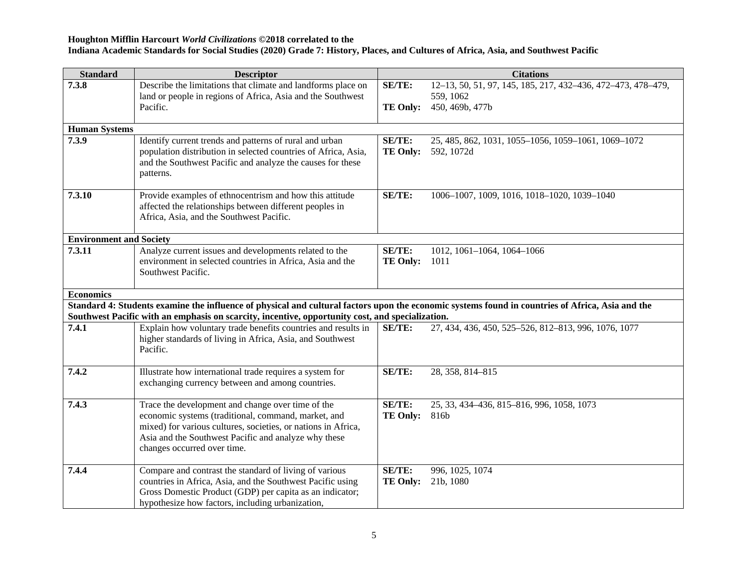**Houghton Mifflin Harcourt *World Civilizations* ©2018 correlated to the**
**Indiana Academic Standards for Social Studies (2020) Grade 7: History, Places, and Cultures of Africa, Asia, and Southwest Pacific**

| Standard | Descriptor | Citations |
|---|---|---|
| 7.3.8 | Describe the limitations that climate and landforms place on land or people in regions of Africa, Asia and the Southwest Pacific. | **SE/TE:** 12–13, 50, 51, 97, 145, 185, 217, 432–436, 472–473, 478–479, 559, 1062<br>**TE Only:** 450, 469b, 477b |
| **Human Systems** | | |
| 7.3.9 | Identify current trends and patterns of rural and urban population distribution in selected countries of Africa, Asia, and the Southwest Pacific and analyze the causes for these patterns. | **SE/TE:** 25, 485, 862, 1031, 1055–1056, 1059–1061, 1069–1072<br>**TE Only:** 592, 1072d |
| 7.3.10 | Provide examples of ethnocentrism and how this attitude affected the relationships between different peoples in Africa, Asia, and the Southwest Pacific. | **SE/TE:** 1006–1007, 1009, 1016, 1018–1020, 1039–1040 |
| **Environment and Society** | | |
| 7.3.11 | Analyze current issues and developments related to the environment in selected countries in Africa, Asia and the Southwest Pacific. | **SE/TE:** 1012, 1061–1064, 1064–1066<br>**TE Only:** 1011 |
| **Economics** | | |
| **Standard 4: Students examine the influence of physical and cultural factors upon the economic systems found in countries of Africa, Asia and the Southwest Pacific with an emphasis on scarcity, incentive, opportunity cost, and specialization.** | | |
| 7.4.1 | Explain how voluntary trade benefits countries and results in higher standards of living in Africa, Asia, and Southwest Pacific. | **SE/TE:** 27, 434, 436, 450, 525–526, 812–813, 996, 1076, 1077 |
| 7.4.2 | Illustrate how international trade requires a system for exchanging currency between and among countries. | **SE/TE:** 28, 358, 814–815 |
| 7.4.3 | Trace the development and change over time of the economic systems (traditional, command, market, and mixed) for various cultures, societies, or nations in Africa, Asia and the Southwest Pacific and analyze why these changes occurred over time. | **SE/TE:** 25, 33, 434–436, 815–816, 996, 1058, 1073<br>**TE Only:** 816b |
| 7.4.4 | Compare and contrast the standard of living of various countries in Africa, Asia, and the Southwest Pacific using Gross Domestic Product (GDP) per capita as an indicator; hypothesize how factors, including urbanization, | **SE/TE:** 996, 1025, 1074<br>**TE Only:** 21b, 1080 |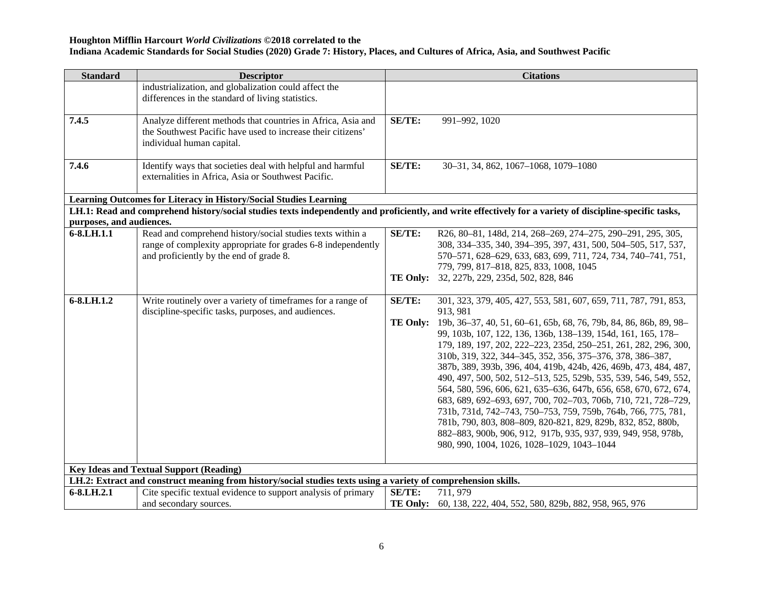**Houghton Mifflin Harcourt *World Civilizations* ©2018 correlated to the**
**Indiana Academic Standards for Social Studies (2020) Grade 7: History, Places, and Cultures of Africa, Asia, and Southwest Pacific**

| Standard | Descriptor | Citations |
|---|---|---|
| | industrialization, and globalization could affect the differences in the standard of living statistics. | |
| **7.4.5** | Analyze different methods that countries in Africa, Asia and the Southwest Pacific have used to increase their citizens' individual human capital. | **SE/TE:** 991–992, 1020 |
| **7.4.6** | Identify ways that societies deal with helpful and harmful externalities in Africa, Asia or Southwest Pacific. | **SE/TE:** 30–31, 34, 862, 1067–1068, 1079–1080 |
| **Learning Outcomes for Literacy in History/Social Studies Learning** | | |
| **LH.1: Read and comprehend history/social studies texts independently and proficiently, and write effectively for a variety of discipline-specific tasks, purposes, and audiences.** | | |
| **6-8.LH.1.1** | Read and comprehend history/social studies texts within a range of complexity appropriate for grades 6-8 independently and proficiently by the end of grade 8. | **SE/TE:** R26, 80–81, 148d, 214, 268–269, 274–275, 290–291, 295, 305, 308, 334–335, 340, 394–395, 397, 431, 500, 504–505, 517, 537, 570–571, 628–629, 633, 683, 699, 711, 724, 734, 740–741, 751, 779, 799, 817–818, 825, 833, 1008, 1045<br>**TE Only:** 32, 227b, 229, 235d, 502, 828, 846 |
| **6-8.LH.1.2** | Write routinely over a variety of timeframes for a range of discipline-specific tasks, purposes, and audiences. | **SE/TE:** 301, 323, 379, 405, 427, 553, 581, 607, 659, 711, 787, 791, 853, 913, 981<br>**TE Only:** 19b, 36–37, 40, 51, 60–61, 65b, 68, 76, 79b, 84, 86, 86b, 89, 98–99, 103b, 107, 122, 136, 136b, 138–139, 154d, 161, 165, 178–179, 189, 197, 202, 222–223, 235d, 250–251, 261, 282, 296, 300, 310b, 319, 322, 344–345, 352, 356, 375–376, 378, 386–387, 387b, 389, 393b, 396, 404, 419b, 424b, 426, 469b, 473, 484, 487, 490, 497, 500, 502, 512–513, 525, 529b, 535, 539, 546, 549, 552, 564, 580, 596, 606, 621, 635–636, 647b, 656, 658, 670, 672, 674, 683, 689, 692–693, 697, 700, 702–703, 706b, 710, 721, 728–729, 731b, 731d, 742–743, 750–753, 759, 759b, 764b, 766, 775, 781, 781b, 790, 803, 808–809, 820-821, 829, 829b, 832, 852, 880b, 882–883, 900b, 906, 912, 917b, 935, 937, 939, 949, 958, 978b, 980, 990, 1004, 1026, 1028–1029, 1043–1044 |
| **Key Ideas and Textual Support (Reading)** | | |
| **LH.2: Extract and construct meaning from history/social studies texts using a variety of comprehension skills.** | | |
| **6-8.LH.2.1** | Cite specific textual evidence to support analysis of primary and secondary sources. | **SE/TE:** 711, 979<br>**TE Only:** 60, 138, 222, 404, 552, 580, 829b, 882, 958, 965, 976 |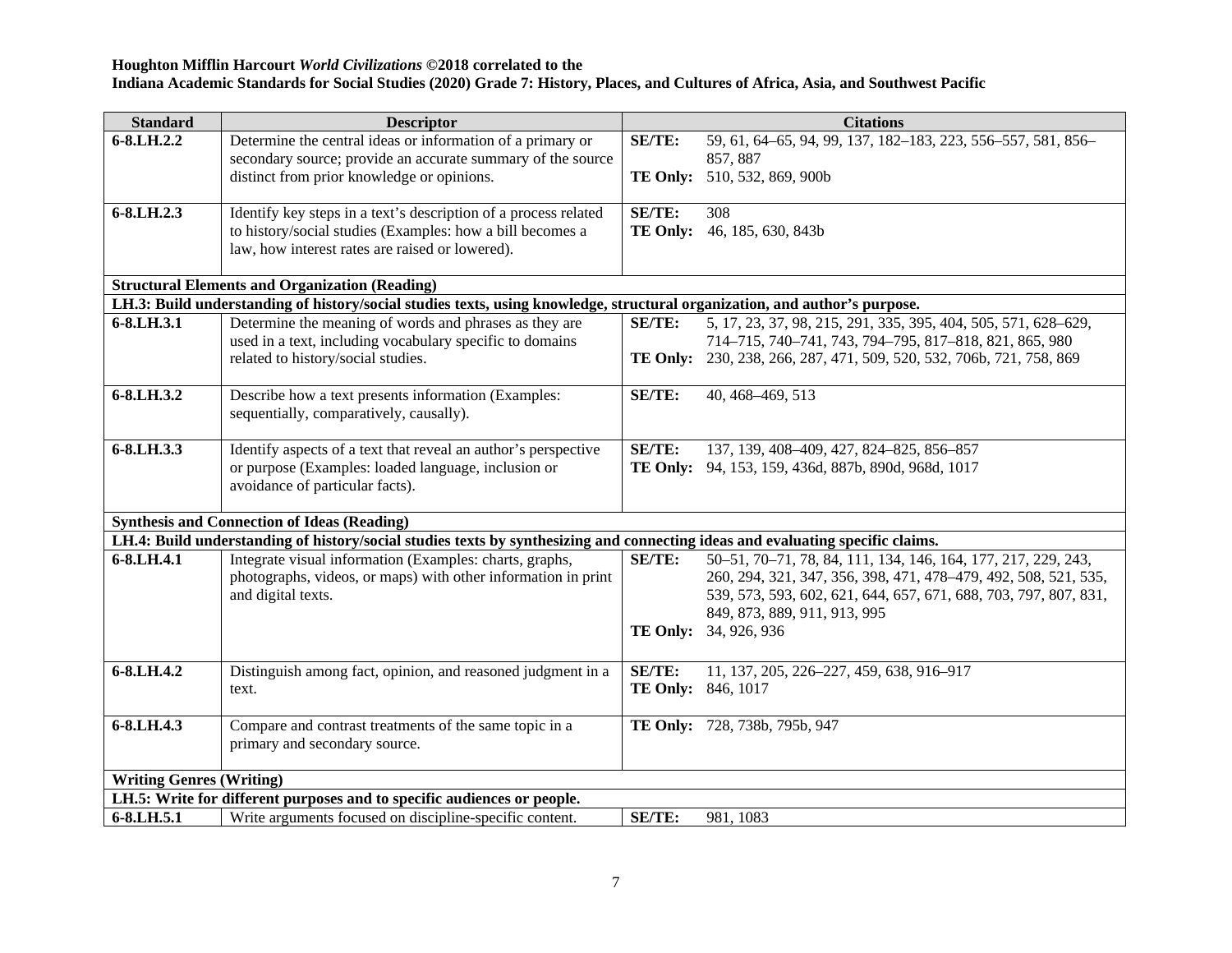**Houghton Mifflin Harcourt *World Civilizations* ©2018 correlated to the**
**Indiana Academic Standards for Social Studies (2020) Grade 7: History, Places, and Cultures of Africa, Asia, and Southwest Pacific**

| Standard | Descriptor | Citations |
|---|---|---|
| **6-8.LH.2.2** | Determine the central ideas or information of a primary or secondary source; provide an accurate summary of the source distinct from prior knowledge or opinions. | **SE/TE:** 59, 61, 64–65, 94, 99, 137, 182–183, 223, 556–557, 581, 856–857, 887<br>**TE Only:** 510, 532, 869, 900b |
| **6-8.LH.2.3** | Identify key steps in a text's description of a process related to history/social studies (Examples: how a bill becomes a law, how interest rates are raised or lowered). | **SE/TE:** 308<br>**TE Only:** 46, 185, 630, 843b |
| **Structural Elements and Organization (Reading)** | | |
| **LH.3: Build understanding of history/social studies texts, using knowledge, structural organization, and author's purpose.** | | |
| **6-8.LH.3.1** | Determine the meaning of words and phrases as they are used in a text, including vocabulary specific to domains related to history/social studies. | **SE/TE:** 5, 17, 23, 37, 98, 215, 291, 335, 395, 404, 505, 571, 628–629, 714–715, 740–741, 743, 794–795, 817–818, 821, 865, 980<br>**TE Only:** 230, 238, 266, 287, 471, 509, 520, 532, 706b, 721, 758, 869 |
| **6-8.LH.3.2** | Describe how a text presents information (Examples: sequentially, comparatively, causally). | **SE/TE:** 40, 468–469, 513 |
| **6-8.LH.3.3** | Identify aspects of a text that reveal an author's perspective or purpose (Examples: loaded language, inclusion or avoidance of particular facts). | **SE/TE:** 137, 139, 408–409, 427, 824–825, 856–857<br>**TE Only:** 94, 153, 159, 436d, 887b, 890d, 968d, 1017 |
| **Synthesis and Connection of Ideas (Reading)** | | |
| **LH.4: Build understanding of history/social studies texts by synthesizing and connecting ideas and evaluating specific claims.** | | |
| **6-8.LH.4.1** | Integrate visual information (Examples: charts, graphs, photographs, videos, or maps) with other information in print and digital texts. | **SE/TE:** 50–51, 70–71, 78, 84, 111, 134, 146, 164, 177, 217, 229, 243, 260, 294, 321, 347, 356, 398, 471, 478–479, 492, 508, 521, 535, 539, 573, 593, 602, 621, 644, 657, 671, 688, 703, 797, 807, 831, 849, 873, 889, 911, 913, 995<br>**TE Only:** 34, 926, 936 |
| **6-8.LH.4.2** | Distinguish among fact, opinion, and reasoned judgment in a text. | **SE/TE:** 11, 137, 205, 226–227, 459, 638, 916–917<br>**TE Only:** 846, 1017 |
| **6-8.LH.4.3** | Compare and contrast treatments of the same topic in a primary and secondary source. | **TE Only:** 728, 738b, 795b, 947 |
| **Writing Genres (Writing)** | | |
| **LH.5: Write for different purposes and to specific audiences or people.** | | |
| **6-8.LH.5.1** | Write arguments focused on discipline-specific content. | **SE/TE:** 981, 1083 |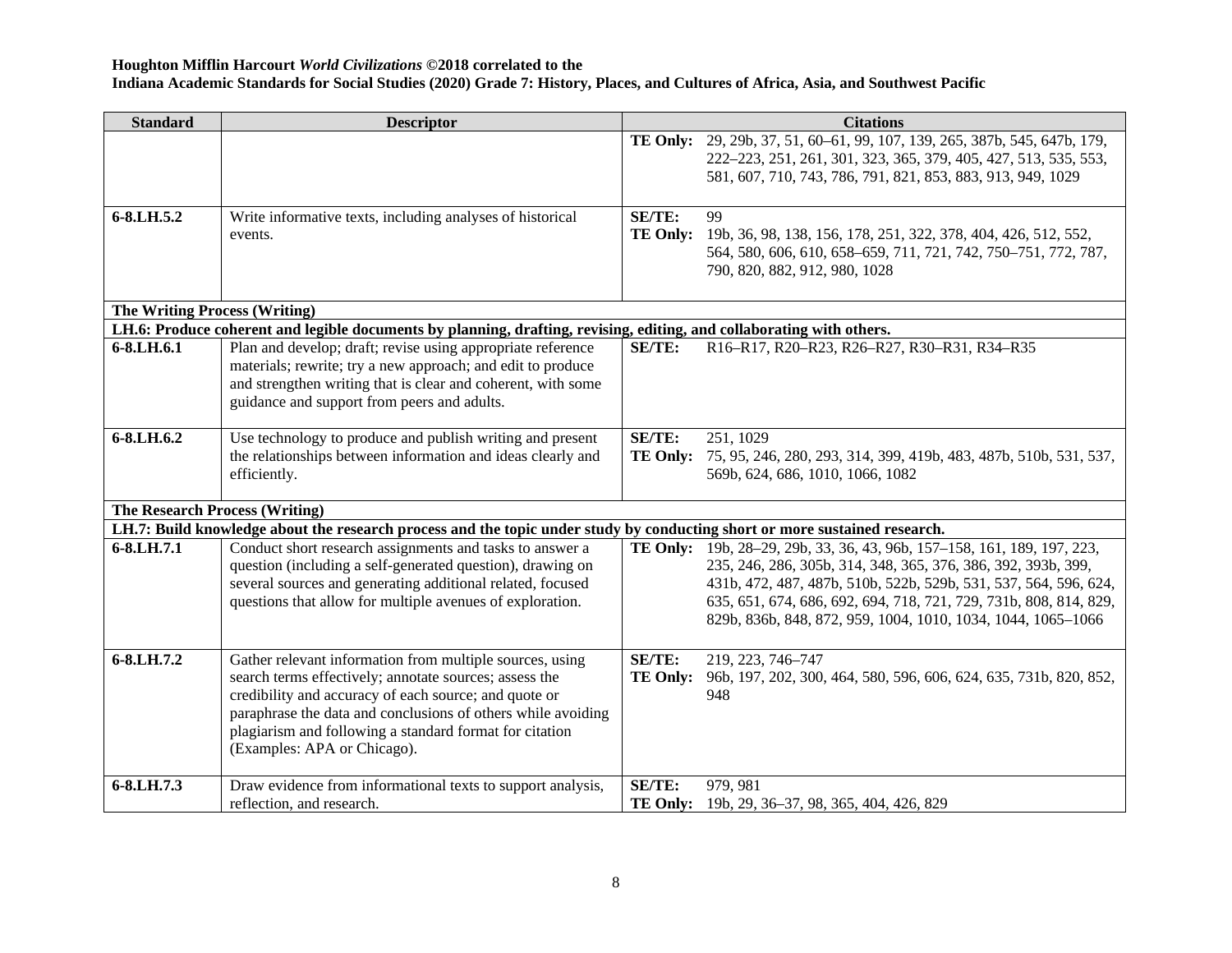**Houghton Mifflin Harcourt *World Civilizations* ©2018 correlated to the**
**Indiana Academic Standards for Social Studies (2020) Grade 7: History, Places, and Cultures of Africa, Asia, and Southwest Pacific**

| Standard | Descriptor | Citations |
|---|---|---|
| | | **TE Only:** 29, 29b, 37, 51, 60–61, 99, 107, 139, 265, 387b, 545, 647b, 179, 222–223, 251, 261, 301, 323, 365, 379, 405, 427, 513, 535, 553, 581, 607, 710, 743, 786, 791, 821, 853, 883, 913, 949, 1029 |
| 6-8.LH.5.2 | Write informative texts, including analyses of historical events. | **SE/TE:** 99<br>**TE Only:** 19b, 36, 98, 138, 156, 178, 251, 322, 378, 404, 426, 512, 552, 564, 580, 606, 610, 658–659, 711, 721, 742, 750–751, 772, 787, 790, 820, 882, 912, 980, 1028 |
| **The Writing Process (Writing)** | | |
| **LH.6: Produce coherent and legible documents by planning, drafting, revising, editing, and collaborating with others.** | | |
| 6-8.LH.6.1 | Plan and develop; draft; revise using appropriate reference materials; rewrite; try a new approach; and edit to produce and strengthen writing that is clear and coherent, with some guidance and support from peers and adults. | **SE/TE:** R16–R17, R20–R23, R26–R27, R30–R31, R34–R35 |
| 6-8.LH.6.2 | Use technology to produce and publish writing and present the relationships between information and ideas clearly and efficiently. | **SE/TE:** 251, 1029<br>**TE Only:** 75, 95, 246, 280, 293, 314, 399, 419b, 483, 487b, 510b, 531, 537, 569b, 624, 686, 1010, 1066, 1082 |
| **The Research Process (Writing)** | | |
| **LH.7: Build knowledge about the research process and the topic under study by conducting short or more sustained research.** | | |
| 6-8.LH.7.1 | Conduct short research assignments and tasks to answer a question (including a self-generated question), drawing on several sources and generating additional related, focused questions that allow for multiple avenues of exploration. | **TE Only:** 19b, 28–29, 29b, 33, 36, 43, 96b, 157–158, 161, 189, 197, 223, 235, 246, 286, 305b, 314, 348, 365, 376, 386, 392, 393b, 399, 431b, 472, 487, 487b, 510b, 522b, 529b, 531, 537, 564, 596, 624, 635, 651, 674, 686, 692, 694, 718, 721, 729, 731b, 808, 814, 829, 829b, 836b, 848, 872, 959, 1004, 1010, 1034, 1044, 1065–1066 |
| 6-8.LH.7.2 | Gather relevant information from multiple sources, using search terms effectively; annotate sources; assess the credibility and accuracy of each source; and quote or paraphrase the data and conclusions of others while avoiding plagiarism and following a standard format for citation (Examples: APA or Chicago). | **SE/TE:** 219, 223, 746–747<br>**TE Only:** 96b, 197, 202, 300, 464, 580, 596, 606, 624, 635, 731b, 820, 852, 948 |
| 6-8.LH.7.3 | Draw evidence from informational texts to support analysis, reflection, and research. | **SE/TE:** 979, 981<br>**TE Only:** 19b, 29, 36–37, 98, 365, 404, 426, 829 |